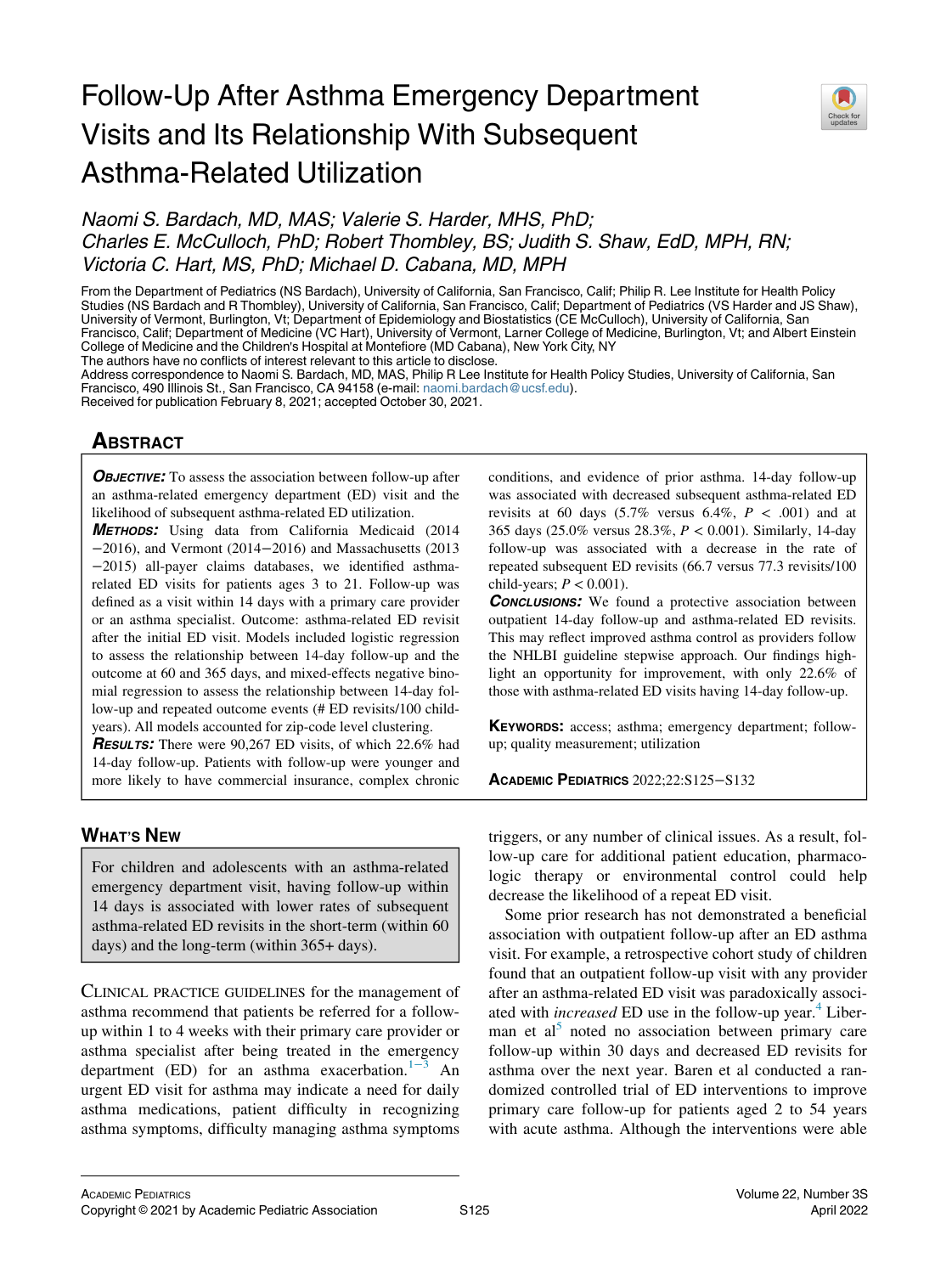# Follow-Up After Asthma Emergency Department Visits and Its Relationship With Subsequent Asthma-Related Utilization

*Naomi S. Bardach, MD, MAS; Valerie S. Harder, MHS, PhD; Charles E. McCulloch, PhD; Robert Thombley, BS; Judith S. Shaw, EdD, MPH, RN; Victoria C. Hart, MS, PhD; Michael D. Cabana, MD, MPH*

From the Department of Pediatrics (NS Bardach), University of California, San Francisco, Calif; Philip R. Lee Institute for Health Policy Studies (NS Bardach and R Thombley), University of California, San Francisco, Calif; Department of Pediatrics (VS Harder and JS Shaw), University of Vermont, Burlington, Vt; Department of Epidemiology and Biostatistics (CE McCulloch), University of California, San Francisco, Calif; Department of Medicine (VC Hart), University of Vermont, Larner College of Medicine, Burlington, Vt; and Albert Einstein College of Medicine and the Children's Hospital at Montefiore (MD Cabana), New York City, NY

The authors have no conflicts of interest relevant to this article to disclose.

Address correspondence to Naomi S. Bardach, MD, MAS, Philip R Lee Institute for Health Policy Studies, University of California, San Francisco, 490 Illinois St., San Francisco, CA 94158 (e-mail: naomi.bardach@ucsf.edu).

Received for publication February 8, 2021; accepted October 30, 2021.

## Abstract

***Objective:*** To assess the association between follow-up after an asthma-related emergency department (ED) visit and the likelihood of subsequent asthma-related ED utilization.

***Methods:*** Using data from California Medicaid (2014−2016), and Vermont (2014−2016) and Massachusetts (2013−2015) all-payer claims databases, we identified asthma-related ED visits for patients ages 3 to 21. Follow-up was defined as a visit within 14 days with a primary care provider or an asthma specialist. Outcome: asthma-related ED revisit after the initial ED visit. Models included logistic regression to assess the relationship between 14-day follow-up and the outcome at 60 and 365 days, and mixed-effects negative binomial regression to assess the relationship between 14-day follow-up and repeated outcome events (# ED revisits/100 child-years). All models accounted for zip-code level clustering.

***Results:*** There were 90,267 ED visits, of which 22.6% had 14-day follow-up. Patients with follow-up were younger and more likely to have commercial insurance, complex chronic conditions, and evidence of prior asthma. 14-day follow-up was associated with decreased subsequent asthma-related ED revisits at 60 days (5.7% versus 6.4%, $P < .001$) and at 365 days (25.0% versus 28.3%, $P < 0.001$). Similarly, 14-day follow-up was associated with a decrease in the rate of repeated subsequent ED revisits (66.7 versus 77.3 revisits/100 child-years; $P < 0.001$).

***Conclusions:*** We found a protective association between outpatient 14-day follow-up and asthma-related ED revisits. This may reflect improved asthma control as providers follow the NHLBI guideline stepwise approach. Our findings highlight an opportunity for improvement, with only 22.6% of those with asthma-related ED visits having 14-day follow-up.

**Keywords:** access; asthma; emergency department; follow-up; quality measurement; utilization

## What's New

For children and adolescents with an asthma-related emergency department visit, having follow-up within 14 days is associated with lower rates of subsequent asthma-related ED revisits in the short-term (within 60 days) and the long-term (within 365+ days).

Clinical practice guidelines for the management of asthma recommend that patients be referred for a follow-up within 1 to 4 weeks with their primary care provider or asthma specialist after being treated in the emergency department (ED) for an asthma exacerbation.[1−3] An urgent ED visit for asthma may indicate a need for daily asthma medications, patient difficulty in recognizing asthma symptoms, difficulty managing asthma symptoms triggers, or any number of clinical issues. As a result, follow-up care for additional patient education, pharmacologic therapy or environmental control could help decrease the likelihood of a repeat ED visit.

Some prior research has not demonstrated a beneficial association with outpatient follow-up after an ED asthma visit. For example, a retrospective cohort study of children found that an outpatient follow-up visit with any provider after an asthma-related ED visit was paradoxically associated with *increased* ED use in the follow-up year.[4] Liberman et al[5] noted no association between primary care follow-up within 30 days and decreased ED revisits for asthma over the next year. Baren et al conducted a randomized controlled trial of ED interventions to improve primary care follow-up for patients aged 2 to 54 years with acute asthma. Although the interventions were able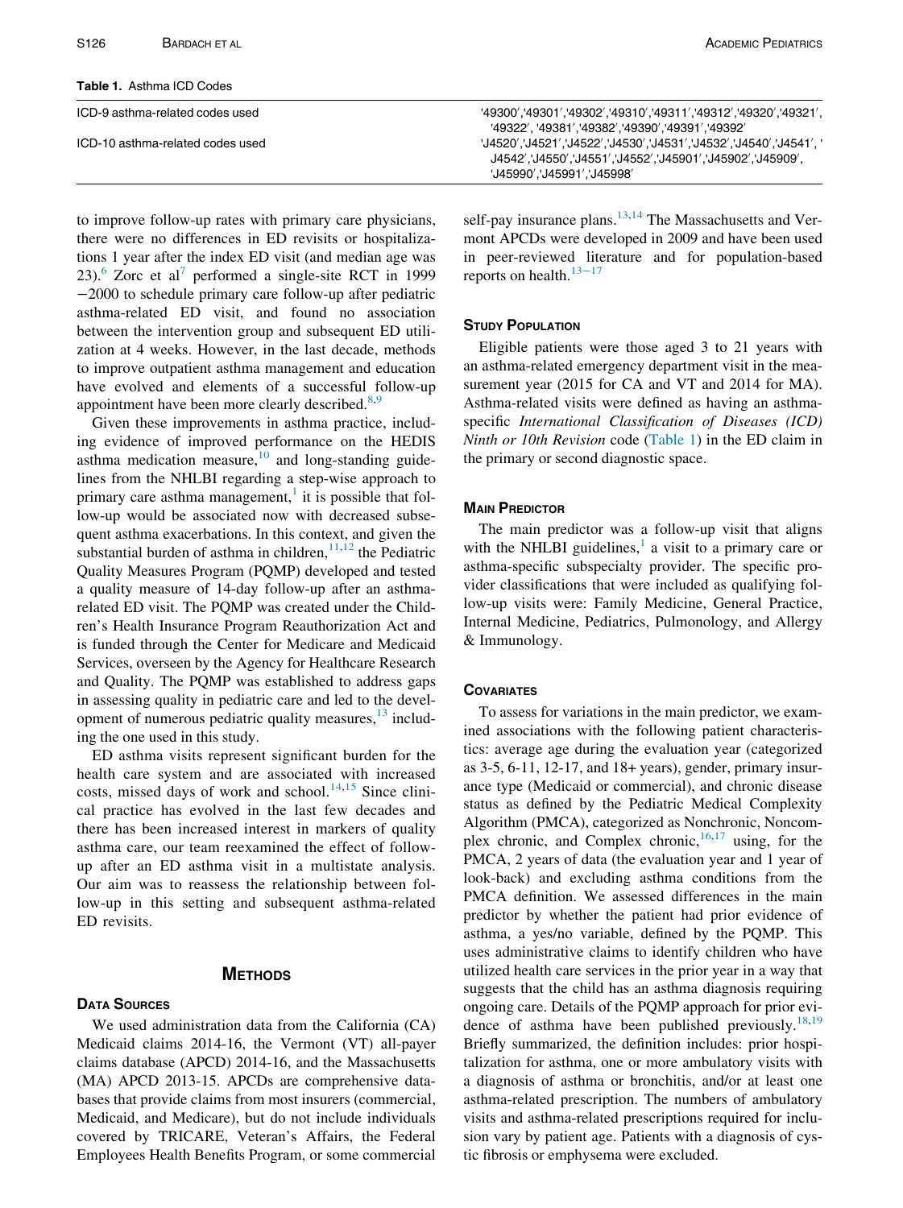**Table 1.** Asthma ICD Codes

| | |
|---|---|
| ICD-9 asthma-related codes used | '49300','49301','49302','49310','49311','49312','49320','49321', '49322', '49381','49382','49390','49391','49392' |
| ICD-10 asthma-related codes used | 'J4520','J4521','J4522','J4530','J4531','J4532','J4540','J4541', 'J4542','J4550','J4551','J4552','J45901','J45902','J45909', 'J45990','J45991','J45998' |

to improve follow-up rates with primary care physicians, there were no differences in ED revisits or hospitalizations 1 year after the index ED visit (and median age was 23).[6] Zorc et al[7] performed a single-site RCT in 1999−2000 to schedule primary care follow-up after pediatric asthma-related ED visit, and found no association between the intervention group and subsequent ED utilization at 4 weeks. However, in the last decade, methods to improve outpatient asthma management and education have evolved and elements of a successful follow-up appointment have been more clearly described.[8,9]

Given these improvements in asthma practice, including evidence of improved performance on the HEDIS asthma medication measure,[10] and long-standing guidelines from the NHLBI regarding a step-wise approach to primary care asthma management,[1] it is possible that follow-up would be associated now with decreased subsequent asthma exacerbations. In this context, and given the substantial burden of asthma in children,[11,12] the Pediatric Quality Measures Program (PQMP) developed and tested a quality measure of 14-day follow-up after an asthma-related ED visit. The PQMP was created under the Children's Health Insurance Program Reauthorization Act and is funded through the Center for Medicare and Medicaid Services, overseen by the Agency for Healthcare Research and Quality. The PQMP was established to address gaps in assessing quality in pediatric care and led to the development of numerous pediatric quality measures,[13] including the one used in this study.

ED asthma visits represent significant burden for the health care system and are associated with increased costs, missed days of work and school.[14,15] Since clinical practice has evolved in the last few decades and there has been increased interest in markers of quality asthma care, our team reexamined the effect of follow-up after an ED asthma visit in a multistate analysis. Our aim was to reassess the relationship between follow-up in this setting and subsequent asthma-related ED revisits.

## Methods

### Data Sources

We used administration data from the California (CA) Medicaid claims 2014-16, the Vermont (VT) all-payer claims database (APCD) 2014-16, and the Massachusetts (MA) APCD 2013-15. APCDs are comprehensive databases that provide claims from most insurers (commercial, Medicaid, and Medicare), but do not include individuals covered by TRICARE, Veteran's Affairs, the Federal Employees Health Benefits Program, or some commercial self-pay insurance plans.[13,14] The Massachusetts and Vermont APCDs were developed in 2009 and have been used in peer-reviewed literature and for population-based reports on health.[13−17]

### Study Population

Eligible patients were those aged 3 to 21 years with an asthma-related emergency department visit in the measurement year (2015 for CA and VT and 2014 for MA). Asthma-related visits were defined as having an asthma-specific *International Classification of Diseases (ICD) Ninth or 10th Revision* code (Table 1) in the ED claim in the primary or second diagnostic space.

### Main Predictor

The main predictor was a follow-up visit that aligns with the NHLBI guidelines,[1] a visit to a primary care or asthma-specific subspecialty provider. The specific provider classifications that were included as qualifying follow-up visits were: Family Medicine, General Practice, Internal Medicine, Pediatrics, Pulmonology, and Allergy & Immunology.

### Covariates

To assess for variations in the main predictor, we examined associations with the following patient characteristics: average age during the evaluation year (categorized as 3-5, 6-11, 12-17, and 18+ years), gender, primary insurance type (Medicaid or commercial), and chronic disease status as defined by the Pediatric Medical Complexity Algorithm (PMCA), categorized as Nonchronic, Noncomplex chronic, and Complex chronic,[16,17] using, for the PMCA, 2 years of data (the evaluation year and 1 year of look-back) and excluding asthma conditions from the PMCA definition. We assessed differences in the main predictor by whether the patient had prior evidence of asthma, a yes/no variable, defined by the PQMP. This uses administrative claims to identify children who have utilized health care services in the prior year in a way that suggests that the child has an asthma diagnosis requiring ongoing care. Details of the PQMP approach for prior evidence of asthma have been published previously.[18,19] Briefly summarized, the definition includes: prior hospitalization for asthma, one or more ambulatory visits with a diagnosis of asthma or bronchitis, and/or at least one asthma-related prescription. The numbers of ambulatory visits and asthma-related prescriptions required for inclusion vary by patient age. Patients with a diagnosis of cystic fibrosis or emphysema were excluded.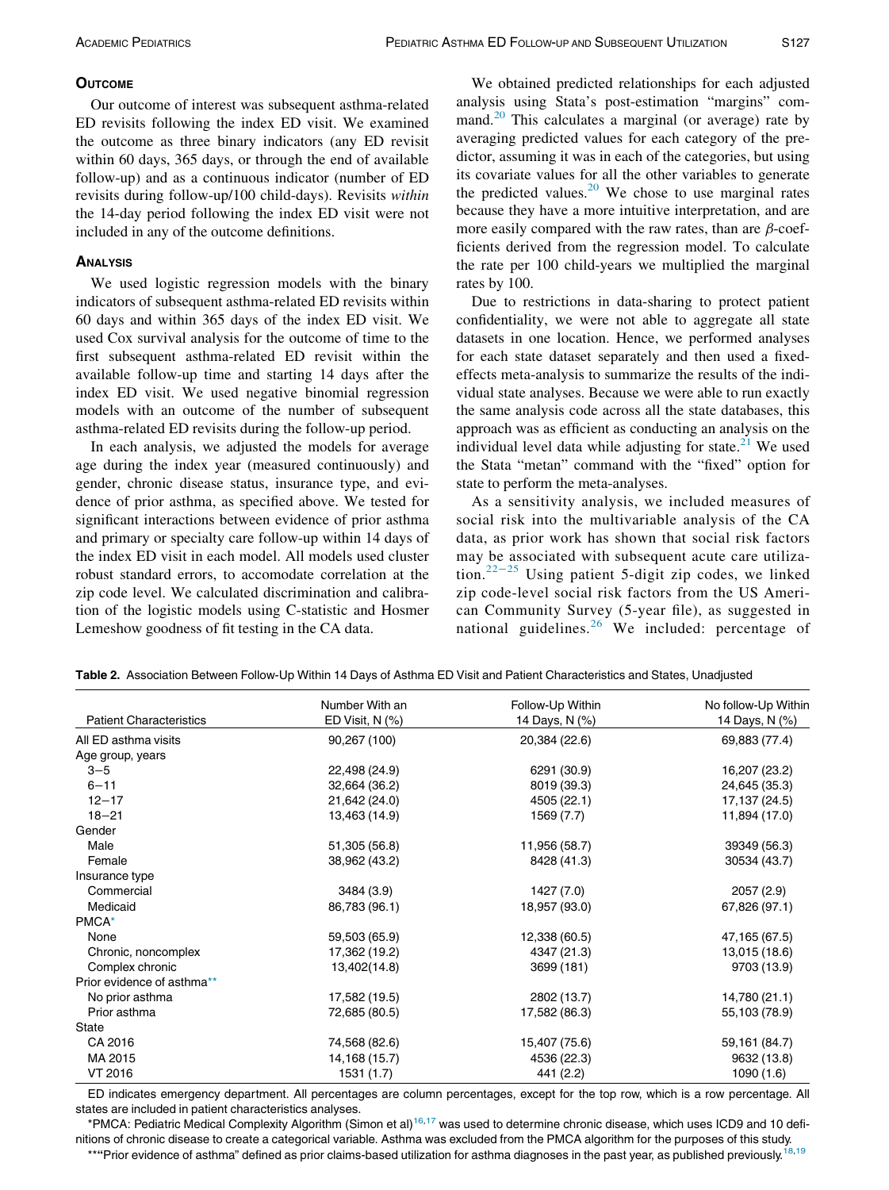## Outcome

Our outcome of interest was subsequent asthma-related ED revisits following the index ED visit. We examined the outcome as three binary indicators (any ED revisit within 60 days, 365 days, or through the end of available follow-up) and as a continuous indicator (number of ED revisits during follow-up/100 child-days). Revisits *within* the 14-day period following the index ED visit were not included in any of the outcome definitions.

## Analysis

We used logistic regression models with the binary indicators of subsequent asthma-related ED revisits within 60 days and within 365 days of the index ED visit. We used Cox survival analysis for the outcome of time to the first subsequent asthma-related ED revisit within the available follow-up time and starting 14 days after the index ED visit. We used negative binomial regression models with an outcome of the number of subsequent asthma-related ED revisits during the follow-up period.

In each analysis, we adjusted the models for average age during the index year (measured continuously) and gender, chronic disease status, insurance type, and evidence of prior asthma, as specified above. We tested for significant interactions between evidence of prior asthma and primary or specialty care follow-up within 14 days of the index ED visit in each model. All models used cluster robust standard errors, to accomodate correlation at the zip code level. We calculated discrimination and calibration of the logistic models using C-statistic and Hosmer Lemeshow goodness of fit testing in the CA data.

We obtained predicted relationships for each adjusted analysis using Stata's post-estimation "margins" command.[20] This calculates a marginal (or average) rate by averaging predicted values for each category of the predictor, assuming it was in each of the categories, but using its covariate values for all the other variables to generate the predicted values.[20] We chose to use marginal rates because they have a more intuitive interpretation, and are more easily compared with the raw rates, than are $\beta$-coefficients derived from the regression model. To calculate the rate per 100 child-years we multiplied the marginal rates by 100.

Due to restrictions in data-sharing to protect patient confidentiality, we were not able to aggregate all state datasets in one location. Hence, we performed analyses for each state dataset separately and then used a fixed-effects meta-analysis to summarize the results of the individual state analyses. Because we were able to run exactly the same analysis code across all the state databases, this approach was as efficient as conducting an analysis on the individual level data while adjusting for state.[21] We used the Stata "metan" command with the "fixed" option for state to perform the meta-analyses.

As a sensitivity analysis, we included measures of social risk into the multivariable analysis of the CA data, as prior work has shown that social risk factors may be associated with subsequent acute care utilization.[22−25] Using patient 5-digit zip codes, we linked zip code-level social risk factors from the US American Community Survey (5-year file), as suggested in national guidelines.[26] We included: percentage of

**Table 2.** Association Between Follow-Up Within 14 Days of Asthma ED Visit and Patient Characteristics and States, Unadjusted

| Patient Characteristics | Number With an ED Visit, N (%) | Follow-Up Within 14 Days, N (%) | No follow-Up Within 14 Days, N (%) |
|---|---|---|---|
| All ED asthma visits | 90,267 (100) | 20,384 (22.6) | 69,883 (77.4) |
| Age group, years | | | |
| 3−5 | 22,498 (24.9) | 6291 (30.9) | 16,207 (23.2) |
| 6−11 | 32,664 (36.2) | 8019 (39.3) | 24,645 (35.3) |
| 12−17 | 21,642 (24.0) | 4505 (22.1) | 17,137 (24.5) |
| 18−21 | 13,463 (14.9) | 1569 (7.7) | 11,894 (17.0) |
| Gender | | | |
| Male | 51,305 (56.8) | 11,956 (58.7) | 39349 (56.3) |
| Female | 38,962 (43.2) | 8428 (41.3) | 30534 (43.7) |
| Insurance type | | | |
| Commercial | 3484 (3.9) | 1427 (7.0) | 2057 (2.9) |
| Medicaid | 86,783 (96.1) | 18,957 (93.0) | 67,826 (97.1) |
| PMCA* | | | |
| None | 59,503 (65.9) | 12,338 (60.5) | 47,165 (67.5) |
| Chronic, noncomplex | 17,362 (19.2) | 4347 (21.3) | 13,015 (18.6) |
| Complex chronic | 13,402(14.8) | 3699 (181) | 9703 (13.9) |
| Prior evidence of asthma** | | | |
| No prior asthma | 17,582 (19.5) | 2802 (13.7) | 14,780 (21.1) |
| Prior asthma | 72,685 (80.5) | 17,582 (86.3) | 55,103 (78.9) |
| State | | | |
| CA 2016 | 74,568 (82.6) | 15,407 (75.6) | 59,161 (84.7) |
| MA 2015 | 14,168 (15.7) | 4536 (22.3) | 9632 (13.8) |
| VT 2016 | 1531 (1.7) | 441 (2.2) | 1090 (1.6) |

ED indicates emergency department. All percentages are column percentages, except for the top row, which is a row percentage. All states are included in patient characteristics analyses.

*PMCA: Pediatric Medical Complexity Algorithm (Simon et al)[16,17] was used to determine chronic disease, which uses ICD9 and 10 definitions of chronic disease to create a categorical variable. Asthma was excluded from the PMCA algorithm for the purposes of this study.

***"Prior evidence of asthma" defined as prior claims-based utilization for asthma diagnoses in the past year, as published previously.[18,19]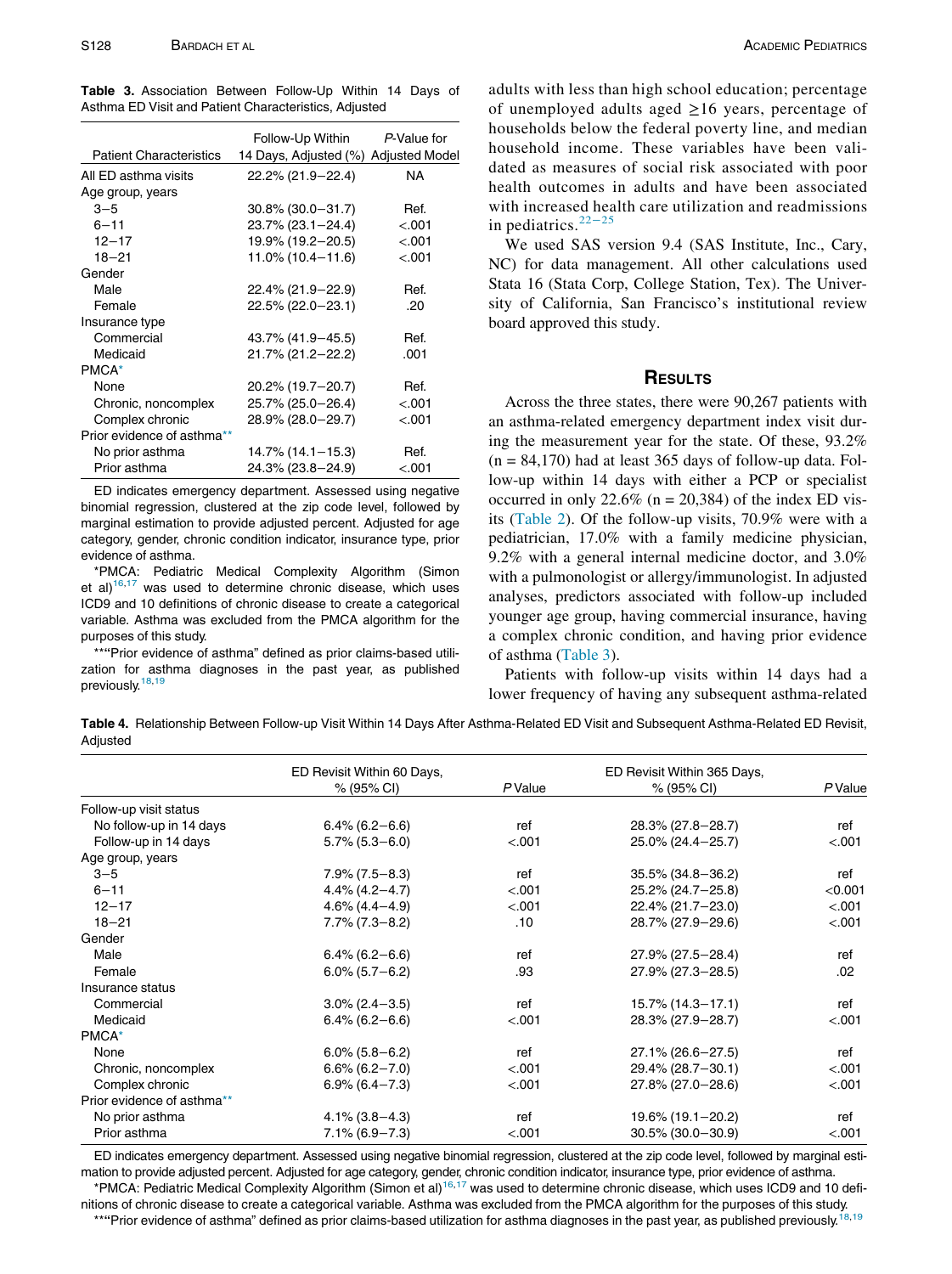**Table 3.** Association Between Follow-Up Within 14 Days of Asthma ED Visit and Patient Characteristics, Adjusted

| Patient Characteristics | Follow-Up Within 14 Days, Adjusted (%) | P-Value for Adjusted Model |
|---|---|---|
| All ED asthma visits | 22.2% (21.9−22.4) | NA |
| Age group, years | | |
| 3−5 | 30.8% (30.0−31.7) | Ref. |
| 6−11 | 23.7% (23.1−24.4) | <.001 |
| 12−17 | 19.9% (19.2−20.5) | <.001 |
| 18−21 | 11.0% (10.4−11.6) | <.001 |
| Gender | | |
| Male | 22.4% (21.9−22.9) | Ref. |
| Female | 22.5% (22.0−23.1) | .20 |
| Insurance type | | |
| Commercial | 43.7% (41.9−45.5) | Ref. |
| Medicaid | 21.7% (21.2−22.2) | .001 |
| PMCA* | | |
| None | 20.2% (19.7−20.7) | Ref. |
| Chronic, noncomplex | 25.7% (25.0−26.4) | <.001 |
| Complex chronic | 28.9% (28.0−29.7) | <.001 |
| Prior evidence of asthma** | | |
| No prior asthma | 14.7% (14.1−15.3) | Ref. |
| Prior asthma | 24.3% (23.8−24.9) | <.001 |

ED indicates emergency department. Assessed using negative binomial regression, clustered at the zip code level, followed by marginal estimation to provide adjusted percent. Adjusted for age category, gender, chronic condition indicator, insurance type, prior evidence of asthma.

*PMCA: Pediatric Medical Complexity Algorithm (Simon et al)[16,17] was used to determine chronic disease, which uses ICD9 and 10 definitions of chronic disease to create a categorical variable. Asthma was excluded from the PMCA algorithm for the purposes of this study.

**"Prior evidence of asthma" defined as prior claims-based utilization for asthma diagnoses in the past year, as published previously.[18,19]

adults with less than high school education; percentage of unemployed adults aged ≥16 years, percentage of households below the federal poverty line, and median household income. These variables have been validated as measures of social risk associated with poor health outcomes in adults and have been associated with increased health care utilization and readmissions in pediatrics.[22−25]

We used SAS version 9.4 (SAS Institute, Inc., Cary, NC) for data management. All other calculations used Stata 16 (Stata Corp, College Station, Tex). The University of California, San Francisco's institutional review board approved this study.

## Results

Across the three states, there were 90,267 patients with an asthma-related emergency department index visit during the measurement year for the state. Of these, 93.2% (n = 84,170) had at least 365 days of follow-up data. Follow-up within 14 days with either a PCP or specialist occurred in only 22.6% (n = 20,384) of the index ED visits (Table 2). Of the follow-up visits, 70.9% were with a pediatrician, 17.0% with a family medicine physician, 9.2% with a general internal medicine doctor, and 3.0% with a pulmonologist or allergy/immunologist. In adjusted analyses, predictors associated with follow-up included younger age group, having commercial insurance, having a complex chronic condition, and having prior evidence of asthma (Table 3).

Patients with follow-up visits within 14 days had a lower frequency of having any subsequent asthma-related

**Table 4.** Relationship Between Follow-up Visit Within 14 Days After Asthma-Related ED Visit and Subsequent Asthma-Related ED Revisit, Adjusted

| | ED Revisit Within 60 Days, % (95% CI) | P Value | ED Revisit Within 365 Days, % (95% CI) | P Value |
|---|---|---|---|---|
| Follow-up visit status | | | | |
| No follow-up in 14 days | 6.4% (6.2−6.6) | ref | 28.3% (27.8−28.7) | ref |
| Follow-up in 14 days | 5.7% (5.3−6.0) | <.001 | 25.0% (24.4−25.7) | <.001 |
| Age group, years | | | | |
| 3−5 | 7.9% (7.5−8.3) | ref | 35.5% (34.8−36.2) | ref |
| 6−11 | 4.4% (4.2−4.7) | <.001 | 25.2% (24.7−25.8) | <0.001 |
| 12−17 | 4.6% (4.4−4.9) | <.001 | 22.4% (21.7−23.0) | <.001 |
| 18−21 | 7.7% (7.3−8.2) | .10 | 28.7% (27.9−29.6) | <.001 |
| Gender | | | | |
| Male | 6.4% (6.2−6.6) | ref | 27.9% (27.5−28.4) | ref |
| Female | 6.0% (5.7−6.2) | .93 | 27.9% (27.3−28.5) | .02 |
| Insurance status | | | | |
| Commercial | 3.0% (2.4−3.5) | ref | 15.7% (14.3−17.1) | ref |
| Medicaid | 6.4% (6.2−6.6) | <.001 | 28.3% (27.9−28.7) | <.001 |
| PMCA* | | | | |
| None | 6.0% (5.8−6.2) | ref | 27.1% (26.6−27.5) | ref |
| Chronic, noncomplex | 6.6% (6.2−7.0) | <.001 | 29.4% (28.7−30.1) | <.001 |
| Complex chronic | 6.9% (6.4−7.3) | <.001 | 27.8% (27.0−28.6) | <.001 |
| Prior evidence of asthma** | | | | |
| No prior asthma | 4.1% (3.8−4.3) | ref | 19.6% (19.1−20.2) | ref |
| Prior asthma | 7.1% (6.9−7.3) | <.001 | 30.5% (30.0−30.9) | <.001 |

ED indicates emergency department. Assessed using negative binomial regression, clustered at the zip code level, followed by marginal estimation to provide adjusted percent. Adjusted for age category, gender, chronic condition indicator, insurance type, prior evidence of asthma.

*PMCA: Pediatric Medical Complexity Algorithm (Simon et al)[16,17] was used to determine chronic disease, which uses ICD9 and 10 definitions of chronic disease to create a categorical variable. Asthma was excluded from the PMCA algorithm for the purposes of this study.

**"Prior evidence of asthma" defined as prior claims-based utilization for asthma diagnoses in the past year, as published previously.[18,19]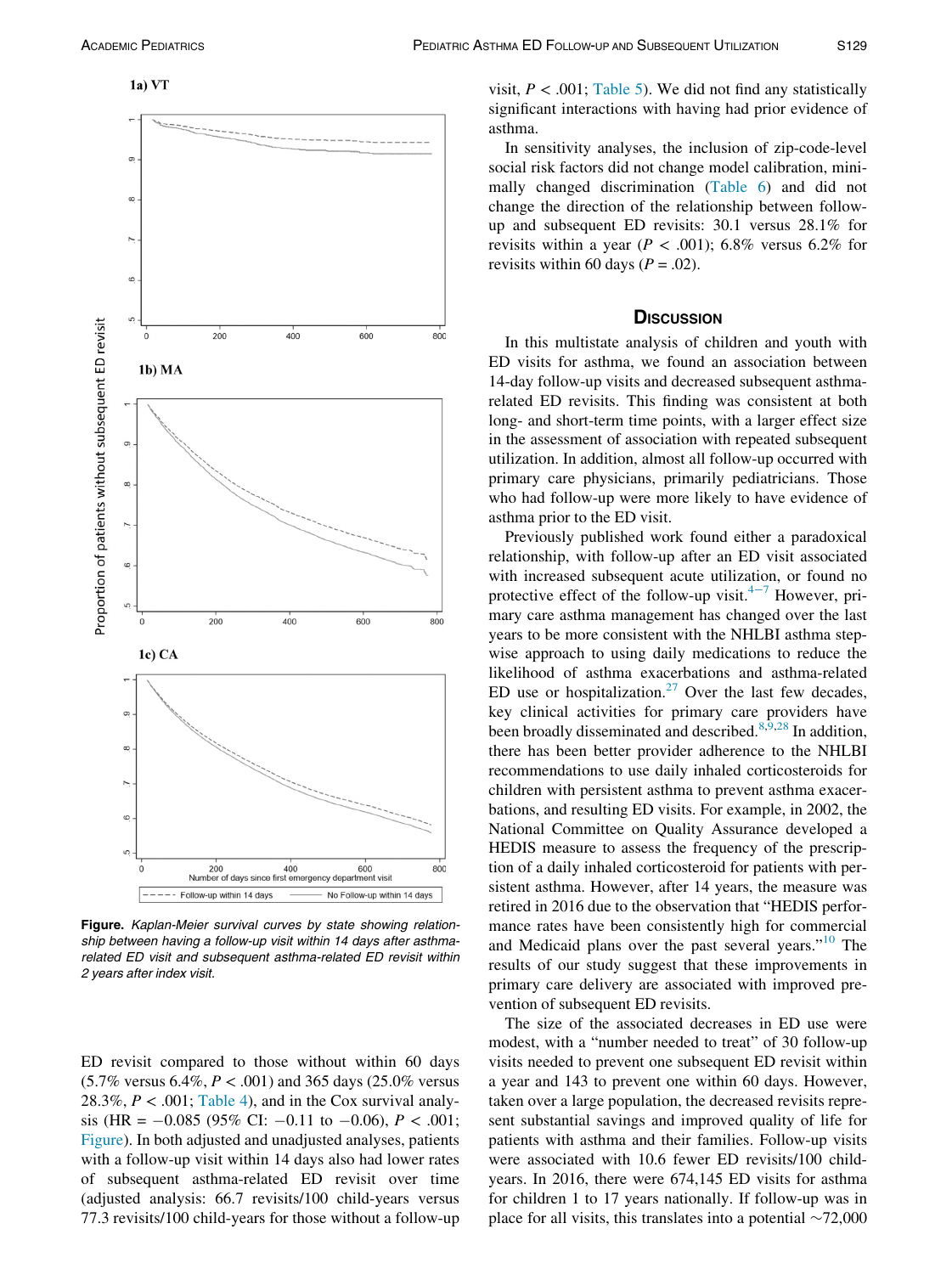Figure. *Kaplan-Meier survival curves by state showing relationship between having a follow-up visit within 14 days after asthma-related ED visit and subsequent asthma-related ED revisit within 2 years after index visit.*

ED revisit compared to those without within 60 days (5.7% versus 6.4%, $P < .001$) and 365 days (25.0% versus 28.3%, $P < .001$; Table 4), and in the Cox survival analysis (HR = −0.085 (95% CI: −0.11 to −0.06), $P < .001$; Figure). In both adjusted and unadjusted analyses, patients with a follow-up visit within 14 days also had lower rates of subsequent asthma-related ED revisit over time (adjusted analysis: 66.7 revisits/100 child-years versus 77.3 revisits/100 child-years for those without a follow-up visit, $P < .001$; Table 5). We did not find any statistically significant interactions with having had prior evidence of asthma.

In sensitivity analyses, the inclusion of zip-code-level social risk factors did not change model calibration, minimally changed discrimination (Table 6) and did not change the direction of the relationship between follow-up and subsequent ED revisits: 30.1 versus 28.1% for revisits within a year ($P < .001$); 6.8% versus 6.2% for revisits within 60 days ($P = .02$).

## Discussion

In this multistate analysis of children and youth with ED visits for asthma, we found an association between 14-day follow-up visits and decreased subsequent asthma-related ED revisits. This finding was consistent at both long- and short-term time points, with a larger effect size in the assessment of association with repeated subsequent utilization. In addition, almost all follow-up occurred with primary care physicians, primarily pediatricians. Those who had follow-up were more likely to have evidence of asthma prior to the ED visit.

Previously published work found either a paradoxical relationship, with follow-up after an ED visit associated with increased subsequent acute utilization, or found no protective effect of the follow-up visit.[4−7] However, primary care asthma management has changed over the last years to be more consistent with the NHLBI asthma stepwise approach to using daily medications to reduce the likelihood of asthma exacerbations and asthma-related ED use or hospitalization.[27] Over the last few decades, key clinical activities for primary care providers have been broadly disseminated and described.[8,9,28] In addition, there has been better provider adherence to the NHLBI recommendations to use daily inhaled corticosteroids for children with persistent asthma to prevent asthma exacerbations, and resulting ED visits. For example, in 2002, the National Committee on Quality Assurance developed a HEDIS measure to assess the frequency of the prescription of a daily inhaled corticosteroid for patients with persistent asthma. However, after 14 years, the measure was retired in 2016 due to the observation that "HEDIS performance rates have been consistently high for commercial and Medicaid plans over the past several years."[10] The results of our study suggest that these improvements in primary care delivery are associated with improved prevention of subsequent ED revisits.

The size of the associated decreases in ED use were modest, with a "number needed to treat" of 30 follow-up visits needed to prevent one subsequent ED revisit within a year and 143 to prevent one within 60 days. However, taken over a large population, the decreased revisits represent substantial savings and improved quality of life for patients with asthma and their families. Follow-up visits were associated with 10.6 fewer ED revisits/100 child-years. In 2016, there were 674,145 ED visits for asthma for children 1 to 17 years nationally. If follow-up was in place for all visits, this translates into a potential ~72,000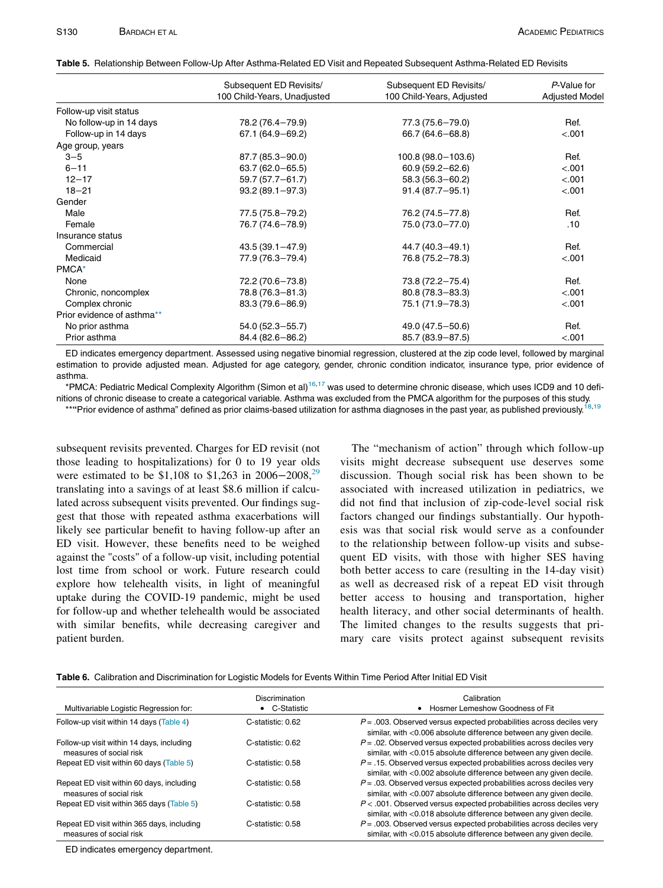**Table 5.** Relationship Between Follow-Up After Asthma-Related ED Visit and Repeated Subsequent Asthma-Related ED Revisits

| | Subsequent ED Revisits/ 100 Child-Years, Unadjusted | Subsequent ED Revisits/ 100 Child-Years, Adjusted | *P*-Value for Adjusted Model |
|---|---|---|---|
| Follow-up visit status | | | |
| No follow-up in 14 days | 78.2 (76.4−79.9) | 77.3 (75.6−79.0) | Ref. |
| Follow-up in 14 days | 67.1 (64.9−69.2) | 66.7 (64.6−68.8) | <.001 |
| Age group, years | | | |
| 3−5 | 87.7 (85.3−90.0) | 100.8 (98.0−103.6) | Ref. |
| 6−11 | 63.7 (62.0−65.5) | 60.9 (59.2−62.6) | <.001 |
| 12−17 | 59.7 (57.7−61.7) | 58.3 (56.3−60.2) | <.001 |
| 18−21 | 93.2 (89.1−97.3) | 91.4 (87.7−95.1) | <.001 |
| Gender | | | |
| Male | 77.5 (75.8−79.2) | 76.2 (74.5−77.8) | Ref. |
| Female | 76.7 (74.6−78.9) | 75.0 (73.0−77.0) | .10 |
| Insurance status | | | |
| Commercial | 43.5 (39.1−47.9) | 44.7 (40.3−49.1) | Ref. |
| Medicaid | 77.9 (76.3−79.4) | 76.8 (75.2−78.3) | <.001 |
| PMCA* | | | |
| None | 72.2 (70.6−73.8) | 73.8 (72.2−75.4) | Ref. |
| Chronic, noncomplex | 78.8 (76.3−81.3) | 80.8 (78.3−83.3) | <.001 |
| Complex chronic | 83.3 (79.6−86.9) | 75.1 (71.9−78.3) | <.001 |
| Prior evidence of asthma** | | | |
| No prior asthma | 54.0 (52.3−55.7) | 49.0 (47.5−50.6) | Ref. |
| Prior asthma | 84.4 (82.6−86.2) | 85.7 (83.9−87.5) | <.001 |

ED indicates emergency department. Assessed using negative binomial regression, clustered at the zip code level, followed by marginal estimation to provide adjusted mean. Adjusted for age category, gender, chronic condition indicator, insurance type, prior evidence of asthma.

*PMCA: Pediatric Medical Complexity Algorithm (Simon et al)[16,17] was used to determine chronic disease, which uses ICD9 and 10 definitions of chronic disease to create a categorical variable. Asthma was excluded from the PMCA algorithm for the purposes of this study.

**"Prior evidence of asthma" defined as prior claims-based utilization for asthma diagnoses in the past year, as published previously.[18,19]

subsequent revisits prevented. Charges for ED revisit (not those leading to hospitalizations) for 0 to 19 year olds were estimated to be $1,108 to $1,263 in 2006−2008,[29] translating into a savings of at least $8.6 million if calculated across subsequent visits prevented. Our findings suggest that those with repeated asthma exacerbations will likely see particular benefit to having follow-up after an ED visit. However, these benefits need to be weighed against the "costs" of a follow-up visit, including potential lost time from school or work. Future research could explore how telehealth visits, in light of meaningful uptake during the COVID-19 pandemic, might be used for follow-up and whether telehealth would be associated with similar benefits, while decreasing caregiver and patient burden.

The "mechanism of action" through which follow-up visits might decrease subsequent use deserves some discussion. Though social risk has been shown to be associated with increased utilization in pediatrics, we did not find that inclusion of zip-code-level social risk factors changed our findings substantially. Our hypothesis was that social risk would serve as a confounder to the relationship between follow-up visits and subsequent ED visits, with those with higher SES having both better access to care (resulting in the 14-day visit) as well as decreased risk of a repeat ED visit through better access to housing and transportation, higher health literacy, and other social determinants of health. The limited changes to the results suggests that primary care visits protect against subsequent revisits

**Table 6.** Calibration and Discrimination for Logistic Models for Events Within Time Period After Initial ED Visit

| Multivariable Logistic Regression for: | Discrimination • C-Statistic | Calibration • Hosmer Lemeshow Goodness of Fit |
|---|---|---|
| Follow-up visit within 14 days (Table 4) | C-statistic: 0.62 | *P* = .003. Observed versus expected probabilities across deciles very similar, with <0.006 absolute difference between any given decile. |
| Follow-up visit within 14 days, including measures of social risk | C-statistic: 0.62 | *P* = .02. Observed versus expected probabilities across deciles very similar, with <0.015 absolute difference between any given decile. |
| Repeat ED visit within 60 days (Table 5) | C-statistic: 0.58 | *P* = .15. Observed versus expected probabilities across deciles very similar, with <0.002 absolute difference between any given decile. |
| Repeat ED visit within 60 days, including measures of social risk | C-statistic: 0.58 | *P* = .03. Observed versus expected probabilities across deciles very similar, with <0.007 absolute difference between any given decile. |
| Repeat ED visit within 365 days (Table 5) | C-statistic: 0.58 | *P* < .001. Observed versus expected probabilities across deciles very similar, with <0.018 absolute difference between any given decile. |
| Repeat ED visit within 365 days, including measures of social risk | C-statistic: 0.58 | *P* = .003. Observed versus expected probabilities across deciles very similar, with <0.015 absolute difference between any given decile. |

ED indicates emergency department.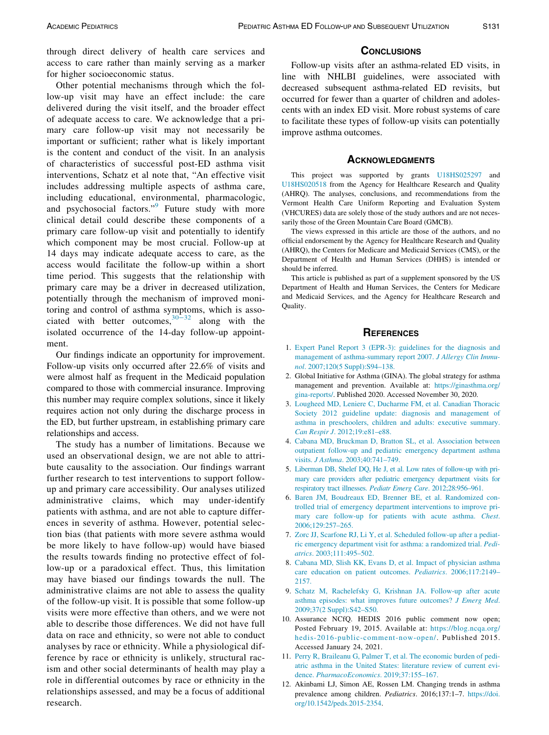through direct delivery of health care services and access to care rather than mainly serving as a marker for higher socioeconomic status.

Other potential mechanisms through which the follow-up visit may have an effect include: the care delivered during the visit itself, and the broader effect of adequate access to care. We acknowledge that a primary care follow-up visit may not necessarily be important or sufficient; rather what is likely important is the content and conduct of the visit. In an analysis of characteristics of successful post-ED asthma visit interventions, Schatz et al note that, "An effective visit includes addressing multiple aspects of asthma care, including educational, environmental, pharmacologic, and psychosocial factors."[9] Future study with more clinical detail could describe these components of a primary care follow-up visit and potentially to identify which component may be most crucial. Follow-up at 14 days may indicate adequate access to care, as the access would facilitate the follow-up within a short time period. This suggests that the relationship with primary care may be a driver in decreased utilization, potentially through the mechanism of improved monitoring and control of asthma symptoms, which is associated with better outcomes,[30–32] along with the isolated occurrence of the 14-day follow-up appointment.

Our findings indicate an opportunity for improvement. Follow-up visits only occurred after 22.6% of visits and were almost half as frequent in the Medicaid population compared to those with commercial insurance. Improving this number may require complex solutions, since it likely requires action not only during the discharge process in the ED, but further upstream, in establishing primary care relationships and access.

The study has a number of limitations. Because we used an observational design, we are not able to attribute causality to the association. Our findings warrant further research to test interventions to support follow-up and primary care accessibility. Our analyses utilized administrative claims, which may under-identify patients with asthma, and are not able to capture differences in severity of asthma. However, potential selection bias (that patients with more severe asthma would be more likely to have follow-up) would have biased the results towards finding no protective effect of follow-up or a paradoxical effect. Thus, this limitation may have biased our findings towards the null. The administrative claims are not able to assess the quality of the follow-up visit. It is possible that some follow-up visits were more effective than others, and we were not able to describe those differences. We did not have full data on race and ethnicity, so were not able to conduct analyses by race or ethnicity. While a physiological difference by race or ethnicity is unlikely, structural racism and other social determinants of health may play a role in differential outcomes by race or ethnicity in the relationships assessed, and may be a focus of additional research.

## Conclusions

Follow-up visits after an asthma-related ED visits, in line with NHLBI guidelines, were associated with decreased subsequent asthma-related ED revisits, but occurred for fewer than a quarter of children and adolescents with an index ED visit. More robust systems of care to facilitate these types of follow-up visits can potentially improve asthma outcomes.

## Acknowledgments

This project was supported by grants U18HS025297 and U18HS020518 from the Agency for Healthcare Research and Quality (AHRQ). The analyses, conclusions, and recommendations from the Vermont Health Care Uniform Reporting and Evaluation System (VHCURES) data are solely those of the study authors and are not necessarily those of the Green Mountain Care Board (GMCB).

The views expressed in this article are those of the authors, and no official endorsement by the Agency for Healthcare Research and Quality (AHRQ), the Centers for Medicare and Medicaid Services (CMS), or the Department of Health and Human Services (DHHS) is intended or should be inferred.

This article is published as part of a supplement sponsored by the US Department of Health and Human Services, the Centers for Medicare and Medicaid Services, and the Agency for Healthcare Research and Quality.

## References

1. Expert Panel Report 3 (EPR-3): guidelines for the diagnosis and management of asthma-summary report 2007. *J Allergy Clin Immunol*. 2007;120(5 Suppl):S94–138.
2. Global Initiative for Asthma (GINA). The global strategy for asthma management and prevention. Available at: https://ginasthma.org/gina-reports/. Published 2020. Accessed November 30, 2020.
3. Lougheed MD, Leniere C, Ducharme FM, et al. Canadian Thoracic Society 2012 guideline update: diagnosis and management of asthma in preschoolers, children and adults: executive summary. *Can Respir J*. 2012;19:e81–e88.
4. Cabana MD, Bruckman D, Bratton SL, et al. Association between outpatient follow-up and pediatric emergency department asthma visits. *J Asthma*. 2003;40:741–749.
5. Liberman DB, Shelef DQ, He J, et al. Low rates of follow-up with primary care providers after pediatric emergency department visits for respiratory tract illnesses. *Pediatr Emerg Care*. 2012;28:956–961.
6. Baren JM, Boudreaux ED, Brenner BE, et al. Randomized controlled trial of emergency department interventions to improve primary care follow-up for patients with acute asthma. *Chest*. 2006;129:257–265.
7. Zorc JJ, Scarfone RJ, Li Y, et al. Scheduled follow-up after a pediatric emergency department visit for asthma: a randomized trial. *Pediatrics*. 2003;111:495–502.
8. Cabana MD, Slish KK, Evans D, et al. Impact of physician asthma care education on patient outcomes. *Pediatrics*. 2006;117:2149–2157.
9. Schatz M, Rachelefsky G, Krishnan JA. Follow-up after acute asthma episodes: what improves future outcomes? *J Emerg Med*. 2009;37(2 Suppl):S42–S50.
10. Assurance NCfQ. HEDIS 2016 public comment now open; Posted February 19, 2015. Available at: https://blog.ncqa.org/hedis-2016-public-comment-now-open/. Published 2015. Accessed January 24, 2021.
11. Perry R, Braileanu G, Palmer T, et al. The economic burden of pediatric asthma in the United States: literature review of current evidence. *PharmacoEconomics*. 2019;37:155–167.
12. Akinbami LJ, Simon AE, Rossen LM. Changing trends in asthma prevalence among children. *Pediatrics*. 2016;137:1–7. https://doi.org/10.1542/peds.2015-2354.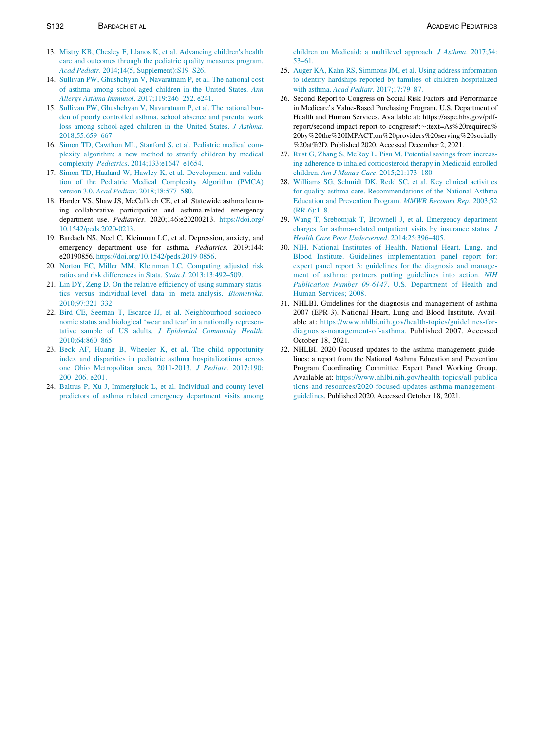13. Mistry KB, Chesley F, Llanos K, et al. Advancing children's health care and outcomes through the pediatric quality measures program. *Acad Pediatr*. 2014;14(5, Supplement):S19–S26.
14. Sullivan PW, Ghushchyan V, Navaratnam P, et al. The national cost of asthma among school-aged children in the United States. *Ann Allergy Asthma Immunol*. 2017;119:246–252. e241.
15. Sullivan PW, Ghushchyan V, Navaratnam P, et al. The national burden of poorly controlled asthma, school absence and parental work loss among school-aged children in the United States. *J Asthma*. 2018;55:659–667.
16. Simon TD, Cawthon ML, Stanford S, et al. Pediatric medical complexity algorithm: a new method to stratify children by medical complexity. *Pediatrics*. 2014;133:e1647–e1654.
17. Simon TD, Haaland W, Hawley K, et al. Development and validation of the Pediatric Medical Complexity Algorithm (PMCA) version 3.0. *Acad Pediatr*. 2018;18:577–580.
18. Harder VS, Shaw JS, McCulloch CE, et al. Statewide asthma learning collaborative participation and asthma-related emergency department use. *Pediatrics*. 2020;146:e20200213. https://doi.org/10.1542/peds.2020-0213.
19. Bardach NS, Neel C, Kleinman LC, et al. Depression, anxiety, and emergency department use for asthma. *Pediatrics*. 2019;144: e20190856. https://doi.org/10.1542/peds.2019-0856.
20. Norton EC, Miller MM, Kleinman LC. Computing adjusted risk ratios and risk differences in Stata. *Stata J*. 2013;13:492–509.
21. Lin DY, Zeng D. On the relative efficiency of using summary statistics versus individual-level data in meta-analysis. *Biometrika*. 2010;97:321–332.
22. Bird CE, Seeman T, Escarce JJ, et al. Neighbourhood socioeconomic status and biological 'wear and tear' in a nationally representative sample of US adults. *J Epidemiol Community Health*. 2010;64:860–865.
23. Beck AF, Huang B, Wheeler K, et al. The child opportunity index and disparities in pediatric asthma hospitalizations across one Ohio Metropolitan area, 2011-2013. *J Pediatr*. 2017;190: 200–206. e201.
24. Baltrus P, Xu J, Immergluck L, et al. Individual and county level predictors of asthma related emergency department visits among children on Medicaid: a multilevel approach. *J Asthma*. 2017;54: 53–61.
25. Auger KA, Kahn RS, Simmons JM, et al. Using address information to identify hardships reported by families of children hospitalized with asthma. *Acad Pediatr*. 2017;17:79–87.
26. Second Report to Congress on Social Risk Factors and Performance in Medicare's Value-Based Purchasing Program. U.S. Department of Health and Human Services. Available at: https://aspe.hhs.gov/pdf-report/second-impact-report-to-congress#:~:text=As%20required%20by%20the%20IMPACT,on%20providers%20serving%20socially%20at%2D. Published 2020. Accessed December 2, 2021.
27. Rust G, Zhang S, McRoy L, Pisu M. Potential savings from increasing adherence to inhaled corticosteroid therapy in Medicaid-enrolled children. *Am J Manag Care*. 2015;21:173–180.
28. Williams SG, Schmidt DK, Redd SC, et al. Key clinical activities for quality asthma care. Recommendations of the National Asthma Education and Prevention Program. *MMWR Recomm Rep*. 2003;52 (RR-6):1–8.
29. Wang T, Srebotnjak T, Brownell J, et al. Emergency department charges for asthma-related outpatient visits by insurance status. *J Health Care Poor Underserved*. 2014;25:396–405.
30. NIH. National Institutes of Health, National Heart, Lung, and Blood Institute. Guidelines implementation panel report for: expert panel report 3: guidelines for the diagnosis and management of asthma: partners putting guidelines into action. *NIH Publication Number 09-6147*. U.S. Department of Health and Human Services; 2008.
31. NHLBI. Guidelines for the diagnosis and management of asthma 2007 (EPR-3). National Heart, Lung and Blood Institute. Available at: https://www.nhlbi.nih.gov/health-topics/guidelines-for-diagnosis-management-of-asthma. Published 2007. Accessed October 18, 2021.
32. NHLBI. 2020 Focused updates to the asthma management guidelines: a report from the National Asthma Education and Prevention Program Coordinating Committee Expert Panel Working Group. Available at: https://www.nhlbi.nih.gov/health-topics/all-publications-and-resources/2020-focused-updates-asthma-management-guidelines. Published 2020. Accessed October 18, 2021.